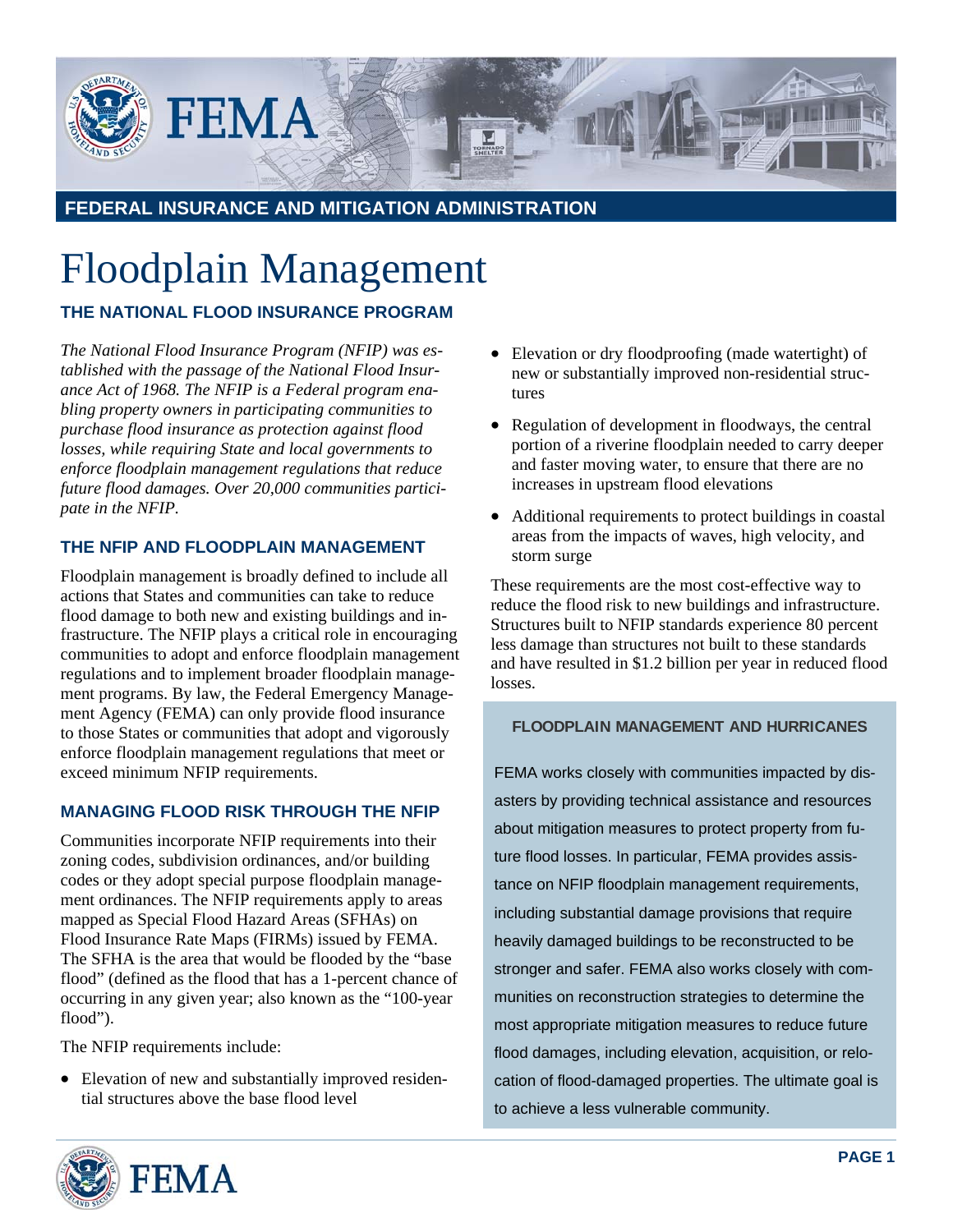FEMA

**FEDERAL INSURANCE AND MITIGATION ADMINISTRATION**

# Floodplain Management

## THE NATIONAL FLOOD INSURANCE PROGRAM

*The National Flood Insurance Program (NFIP) was established with the passage of the National Flood Insurance Act of 1968. The NFIP is a Federal program enabling property owners in participating communities to purchase flood insurance as protection against flood losses, while requiring State and local governments to enforce floodplain management regulations that reduce future flood damages. Over 20,000 communities participate in the NFIP.*

### THE NFIP AND FLOODPLAIN MANAGEMENT

Floodplain management is broadly defined to include all actions that States and communities can take to reduce flood damage to both new and existing buildings and infrastructure. The NFIP plays a critical role in encouraging communities to adopt and enforce floodplain management regulations and to implement broader floodplain management programs. By law, the Federal Emergency Management Agency (FEMA) can only provide flood insurance to those States or communities that adopt and vigorously enforce floodplain management regulations that meet or exceed minimum NFIP requirements.

### MANAGING FLOOD RISK THROUGH THE NFIP

Communities incorporate NFIP requirements into their zoning codes, subdivision ordinances, and/or building codes or they adopt special purpose floodplain management ordinances. The NFIP requirements apply to areas mapped as Special Flood Hazard Areas (SFHAs) on Flood Insurance Rate Maps (FIRMs) issued by FEMA. The SFHA is the area that would be flooded by the "base flood" (defined as the flood that has a 1-percent chance of occurring in any given year; also known as the "100-year flood").

The NFIP requirements include:

- Elevation of new and substantially improved residential structures above the base flood level
- Elevation or dry floodproofing (made watertight) of new or substantially improved non-residential structures
- Regulation of development in floodways, the central portion of a riverine floodplain needed to carry deeper and faster moving water, to ensure that there are no increases in upstream flood elevations
- Additional requirements to protect buildings in coastal areas from the impacts of waves, high velocity, and storm surge

These requirements are the most cost-effective way to reduce the flood risk to new buildings and infrastructure. Structures built to NFIP standards experience 80 percent less damage than structures not built to these standards and have resulted in $1.2 billion per year in reduced flood losses.

#### FLOODPLAIN MANAGEMENT AND HURRICANES

FEMA works closely with communities impacted by disasters by providing technical assistance and resources about mitigation measures to protect property from future flood losses. In particular, FEMA provides assistance on NFIP floodplain management requirements, including substantial damage provisions that require heavily damaged buildings to be reconstructed to be stronger and safer. FEMA also works closely with communities on reconstruction strategies to determine the most appropriate mitigation measures to reduce future flood damages, including elevation, acquisition, or relocation of flood-damaged properties. The ultimate goal is to achieve a less vulnerable community.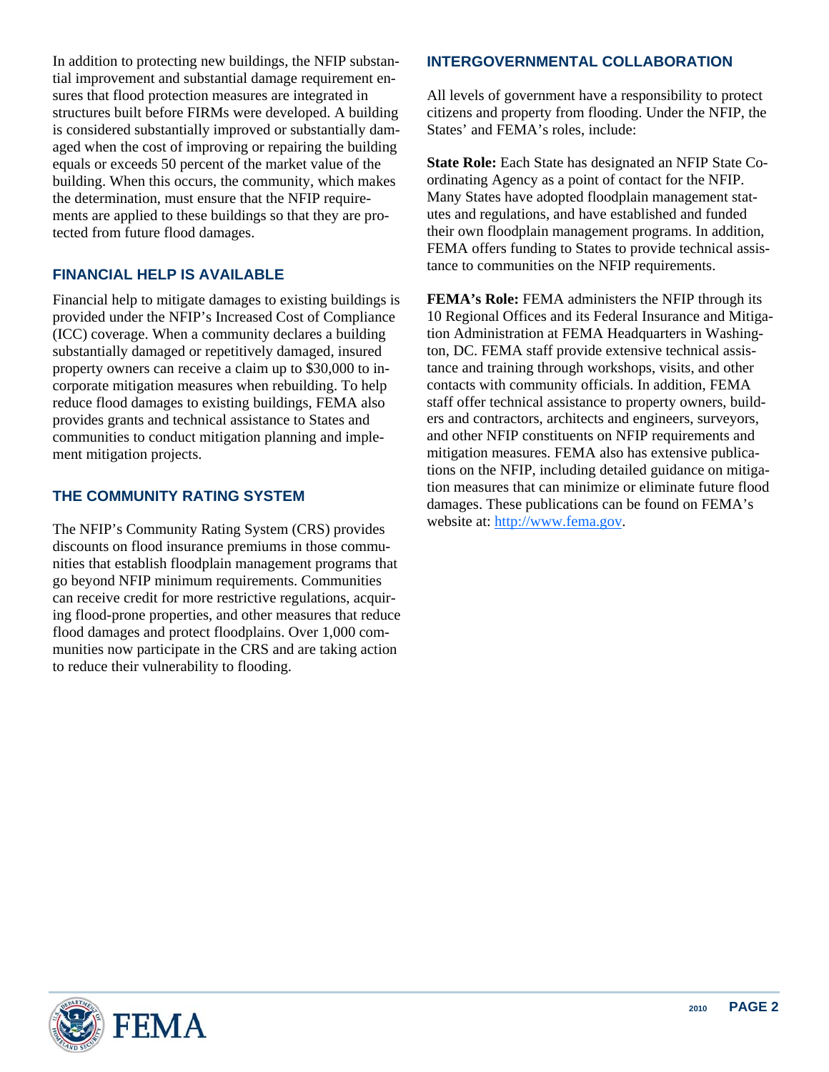In addition to protecting new buildings, the NFIP substantial improvement and substantial damage requirement ensures that flood protection measures are integrated in structures built before FIRMs were developed. A building is considered substantially improved or substantially damaged when the cost of improving or repairing the building equals or exceeds 50 percent of the market value of the building. When this occurs, the community, which makes the determination, must ensure that the NFIP requirements are applied to these buildings so that they are protected from future flood damages.

## FINANCIAL HELP IS AVAILABLE

Financial help to mitigate damages to existing buildings is provided under the NFIP's Increased Cost of Compliance (ICC) coverage. When a community declares a building substantially damaged or repetitively damaged, insured property owners can receive a claim up to $30,000 to incorporate mitigation measures when rebuilding. To help reduce flood damages to existing buildings, FEMA also provides grants and technical assistance to States and communities to conduct mitigation planning and implement mitigation projects.

## THE COMMUNITY RATING SYSTEM

The NFIP's Community Rating System (CRS) provides discounts on flood insurance premiums in those communities that establish floodplain management programs that go beyond NFIP minimum requirements. Communities can receive credit for more restrictive regulations, acquiring flood-prone properties, and other measures that reduce flood damages and protect floodplains. Over 1,000 communities now participate in the CRS and are taking action to reduce their vulnerability to flooding.

## INTERGOVERNMENTAL COLLABORATION

All levels of government have a responsibility to protect citizens and property from flooding. Under the NFIP, the States' and FEMA's roles, include:

**State Role:** Each State has designated an NFIP State Coordinating Agency as a point of contact for the NFIP. Many States have adopted floodplain management statutes and regulations, and have established and funded their own floodplain management programs. In addition, FEMA offers funding to States to provide technical assistance to communities on the NFIP requirements.

**FEMA's Role:** FEMA administers the NFIP through its 10 Regional Offices and its Federal Insurance and Mitigation Administration at FEMA Headquarters in Washington, DC. FEMA staff provide extensive technical assistance and training through workshops, visits, and other contacts with community officials. In addition, FEMA staff offer technical assistance to property owners, builders and contractors, architects and engineers, surveyors, and other NFIP constituents on NFIP requirements and mitigation measures. FEMA also has extensive publications on the NFIP, including detailed guidance on mitigation measures that can minimize or eliminate future flood damages. These publications can be found on FEMA's website at: http://www.fema.gov.